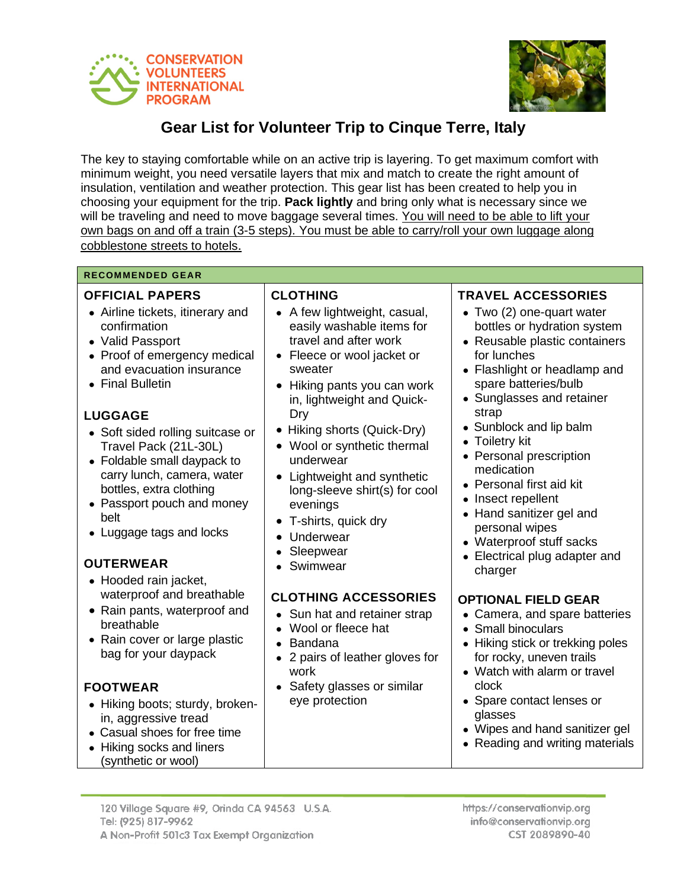CONSERVATION VOLUNTEERS INTERNATIONAL PROGRAM

# Gear List for Volunteer Trip to Cinque Terre, Italy

The key to staying comfortable while on an active trip is layering. To get maximum comfort with minimum weight, you need versatile layers that mix and match to create the right amount of insulation, ventilation and weather protection. This gear list has been created to help you in choosing your equipment for the trip. **Pack lightly** and bring only what is necessary since we will be traveling and need to move baggage several times. <u>You will need to be able to lift your own bags on and off a train (3-5 steps). You must be able to carry/roll your own luggage along cobblestone streets to hotels.</u>

## RECOMMENDED GEAR

### OFFICIAL PAPERS

- Airline tickets, itinerary and confirmation
- Valid Passport
- Proof of emergency medical and evacuation insurance
- Final Bulletin

### LUGGAGE

- Soft sided rolling suitcase or Travel Pack (21L-30L)
- Foldable small daypack to carry lunch, camera, water bottles, extra clothing
- Passport pouch and money belt
- Luggage tags and locks

### OUTERWEAR

- Hooded rain jacket, waterproof and breathable
- Rain pants, waterproof and breathable
- Rain cover or large plastic bag for your daypack

### FOOTWEAR

- Hiking boots; sturdy, broken-in, aggressive tread
- Casual shoes for free time
- Hiking socks and liners (synthetic or wool)

### CLOTHING

- A few lightweight, casual, easily washable items for travel and after work
- Fleece or wool jacket or sweater
- Hiking pants you can work in, lightweight and Quick-Dry
- Hiking shorts (Quick-Dry)
- Wool or synthetic thermal underwear
- Lightweight and synthetic long-sleeve shirt(s) for cool evenings
- T-shirts, quick dry
- Underwear
- Sleepwear
- Swimwear

### CLOTHING ACCESSORIES

- Sun hat and retainer strap
- Wool or fleece hat
- Bandana
- 2 pairs of leather gloves for work
- Safety glasses or similar eye protection

### TRAVEL ACCESSORIES

- Two (2) one-quart water bottles or hydration system
- Reusable plastic containers for lunches
- Flashlight or headlamp and spare batteries/bulb
- Sunglasses and retainer strap
- Sunblock and lip balm
- Toiletry kit
- Personal prescription medication
- Personal first aid kit
- Insect repellent
- Hand sanitizer gel and personal wipes
- Waterproof stuff sacks
- Electrical plug adapter and charger

### OPTIONAL FIELD GEAR

- Camera, and spare batteries
- Small binoculars
- Hiking stick or trekking poles for rocky, uneven trails
- Watch with alarm or travel clock
- Spare contact lenses or glasses
- Wipes and hand sanitizer gel
- Reading and writing materials

120 Village Square #9, Orinda CA 94563 U.S.A.
Tel: (925) 817-9962
A Non-Profit 501c3 Tax Exempt Organization

https://conservationvip.org
info@conservationvip.org
CST 2089890-40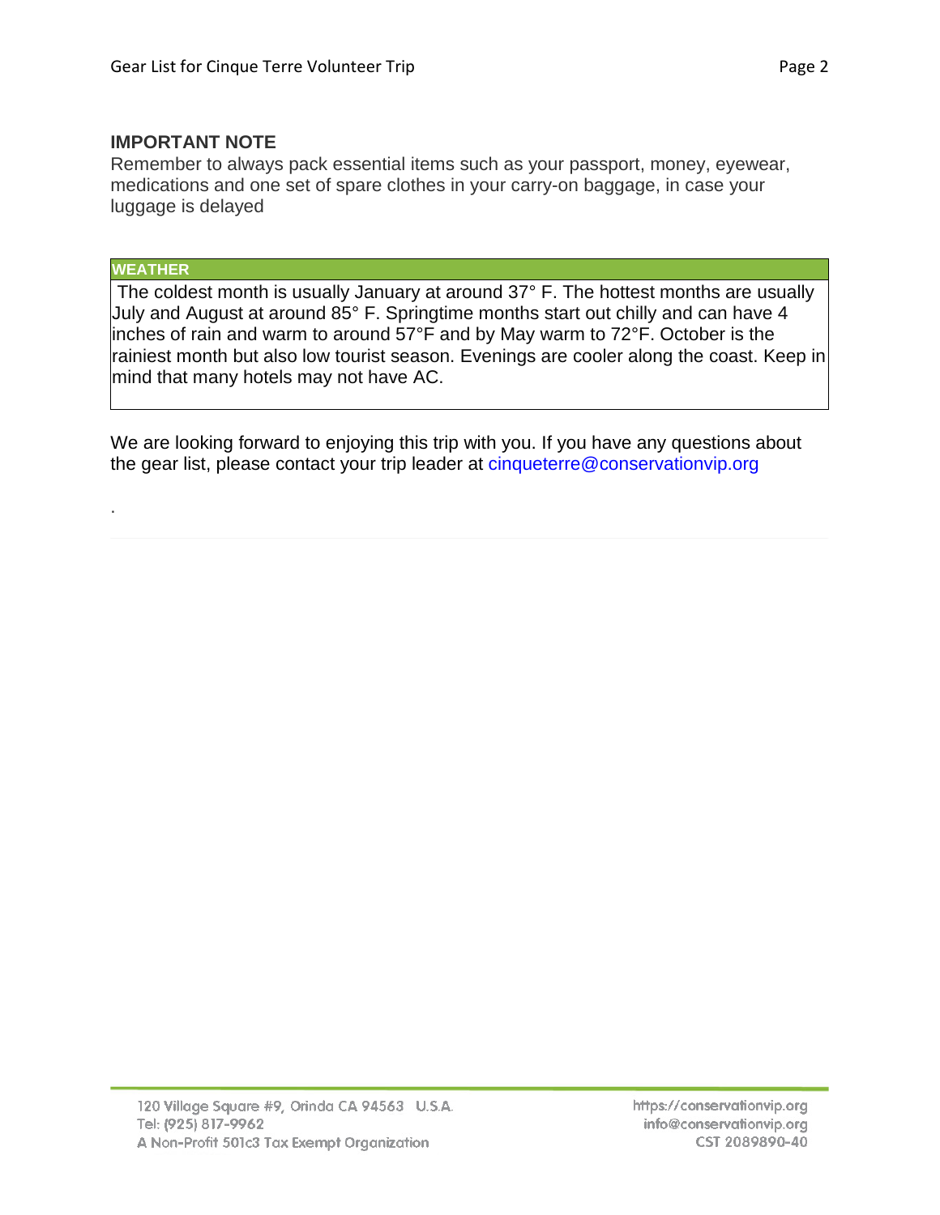## IMPORTANT NOTE

Remember to always pack essential items such as your passport, money, eyewear, medications and one set of spare clothes in your carry-on baggage, in case your luggage is delayed

| WEATHER |
| --- |
| The coldest month is usually January at around 37° F. The hottest months are usually July and August at around 85° F. Springtime months start out chilly and can have 4 inches of rain and warm to around 57°F and by May warm to 72°F. October is the rainiest month but also low tourist season. Evenings are cooler along the coast. Keep in mind that many hotels may not have AC. |

We are looking forward to enjoying this trip with you. If you have any questions about the gear list, please contact your trip leader at cinqueterre@conservationvip.org

.

120 Village Square #9, Orinda CA 94563 U.S.A.
Tel: (925) 817-9962
A Non-Profit 501c3 Tax Exempt Organization

https://conservationvip.org
info@conservationvip.org
CST 2089890-40